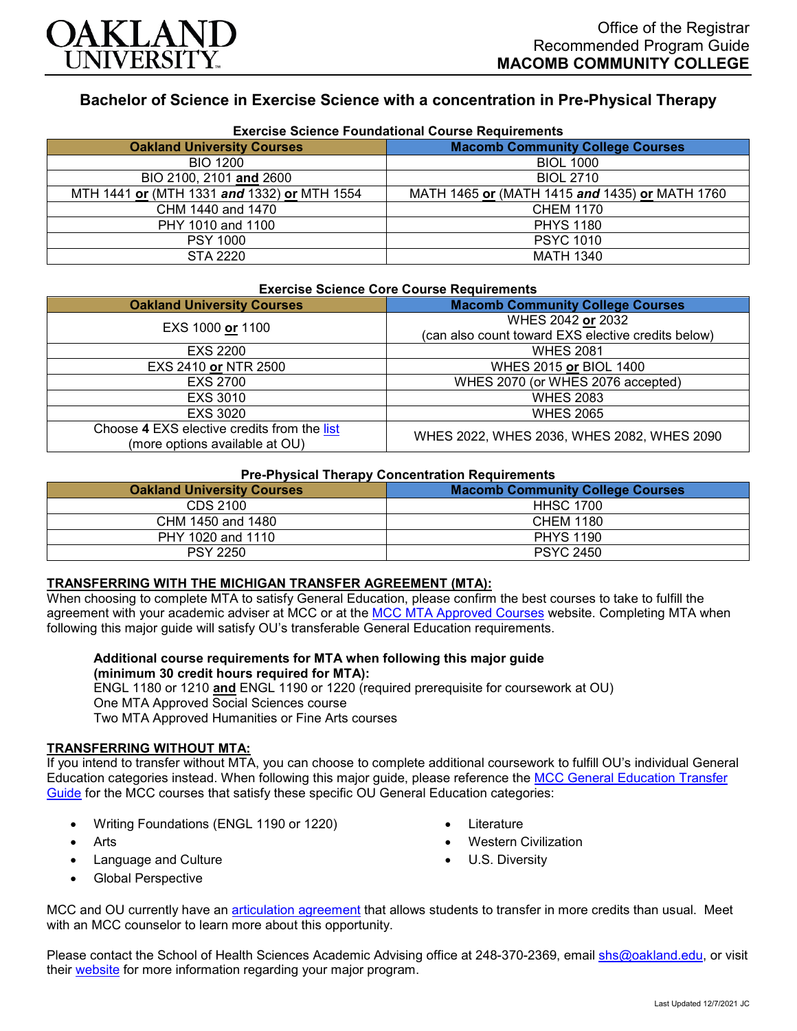OAKLAND UNIVERSITY

Office of the Registrar
Recommended Program Guide
**MACOMB COMMUNITY COLLEGE**

# Bachelor of Science in Exercise Science with a concentration in Pre-Physical Therapy

### Exercise Science Foundational Course Requirements

| Oakland University Courses | Macomb Community College Courses |
|---|---|
| BIO 1200 | BIOL 1000 |
| BIO 2100, 2101 **and** 2600 | BIOL 2710 |
| MTH 1441 **or** (MTH 1331 ***and*** 1332) **or** MTH 1554 | MATH 1465 **or** (MATH 1415 ***and*** 1435) **or** MATH 1760 |
| CHM 1440 and 1470 | CHEM 1170 |
| PHY 1010 and 1100 | PHYS 1180 |
| PSY 1000 | PSYC 1010 |
| STA 2220 | MATH 1340 |

### Exercise Science Core Course Requirements

| Oakland University Courses | Macomb Community College Courses |
|---|---|
| EXS 1000 **or** 1100 | WHES 2042 **or** 2032 (can also count toward EXS elective credits below) |
| EXS 2200 | WHES 2081 |
| EXS 2410 **or** NTR 2500 | WHES 2015 **or** BIOL 1400 |
| EXS 2700 | WHES 2070 (or WHES 2076 accepted) |
| EXS 3010 | WHES 2083 |
| EXS 3020 | WHES 2065 |
| Choose **4** EXS elective credits from the list (more options available at OU) | WHES 2022, WHES 2036, WHES 2082, WHES 2090 |

### Pre-Physical Therapy Concentration Requirements

| Oakland University Courses | Macomb Community College Courses |
|---|---|
| CDS 2100 | HHSC 1700 |
| CHM 1450 and 1480 | CHEM 1180 |
| PHY 1020 and 1110 | PHYS 1190 |
| PSY 2250 | PSYC 2450 |

**TRANSFERRING WITH THE MICHIGAN TRANSFER AGREEMENT (MTA):**

When choosing to complete MTA to satisfy General Education, please confirm the best courses to take to fulfill the agreement with your academic adviser at MCC or at the MCC MTA Approved Courses website. Completing MTA when following this major guide will satisfy OU's transferable General Education requirements.

**Additional course requirements for MTA when following this major guide (minimum 30 credit hours required for MTA):**
ENGL 1180 or 1210 **and** ENGL 1190 or 1220 (required prerequisite for coursework at OU)
One MTA Approved Social Sciences course
Two MTA Approved Humanities or Fine Arts courses

**TRANSFERRING WITHOUT MTA:**

If you intend to transfer without MTA, you can choose to complete additional coursework to fulfill OU's individual General Education categories instead. When following this major guide, please reference the MCC General Education Transfer Guide for the MCC courses that satisfy these specific OU General Education categories:

- Writing Foundations (ENGL 1190 or 1220)
- Arts
- Language and Culture
- Global Perspective
- Literature
- Western Civilization
- U.S. Diversity

MCC and OU currently have an articulation agreement that allows students to transfer in more credits than usual. Meet with an MCC counselor to learn more about this opportunity.

Please contact the School of Health Sciences Academic Advising office at 248-370-2369, email shs@oakland.edu, or visit their website for more information regarding your major program.

Last Updated 12/7/2021 JC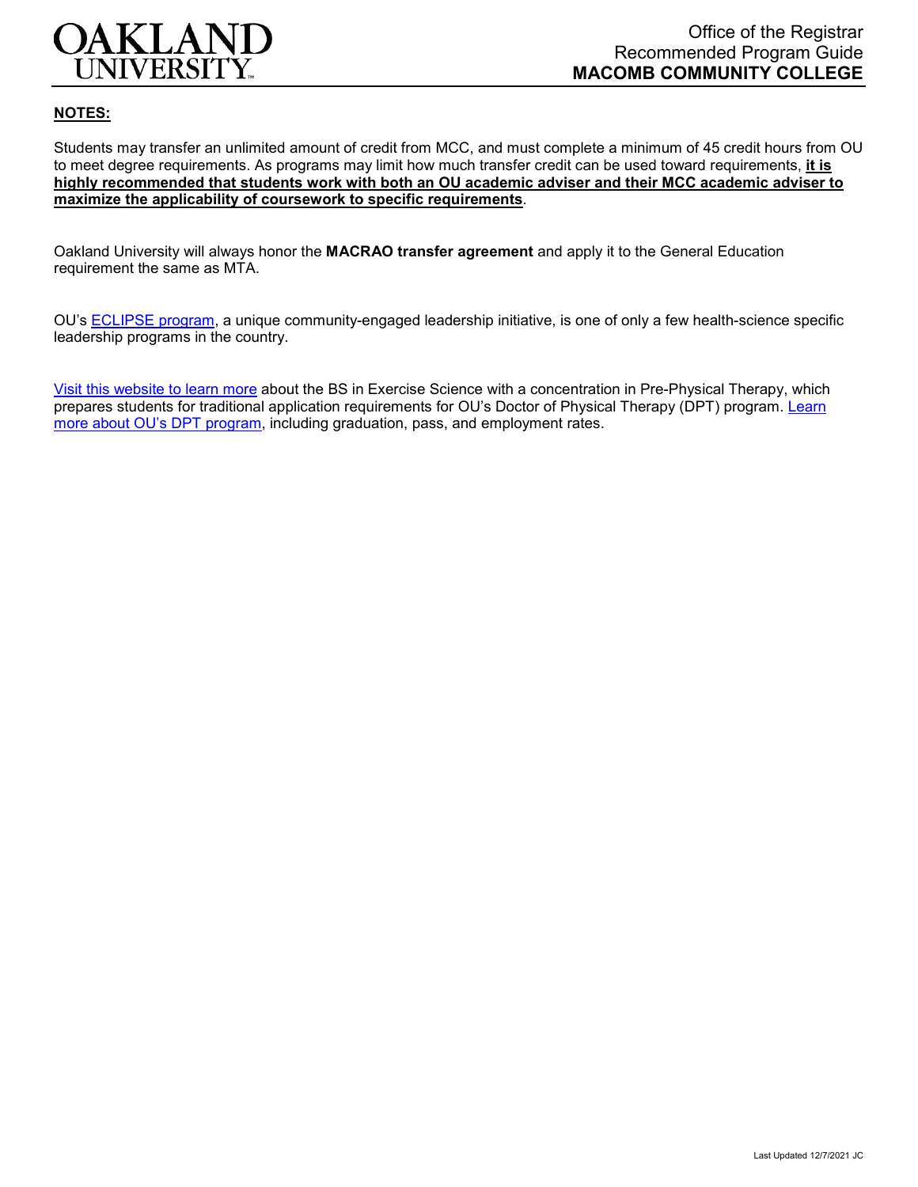**NOTES:**

Students may transfer an unlimited amount of credit from MCC, and must complete a minimum of 45 credit hours from OU to meet degree requirements. As programs may limit how much transfer credit can be used toward requirements, **it is highly recommended that students work with both an OU academic adviser and their MCC academic adviser to maximize the applicability of coursework to specific requirements**.

Oakland University will always honor the **MACRAO transfer agreement** and apply it to the General Education requirement the same as MTA.

OU's ECLIPSE program, a unique community-engaged leadership initiative, is one of only a few health-science specific leadership programs in the country.

Visit this website to learn more about the BS in Exercise Science with a concentration in Pre-Physical Therapy, which prepares students for traditional application requirements for OU's Doctor of Physical Therapy (DPT) program. Learn more about OU's DPT program, including graduation, pass, and employment rates.

Last Updated 12/7/2021 JC